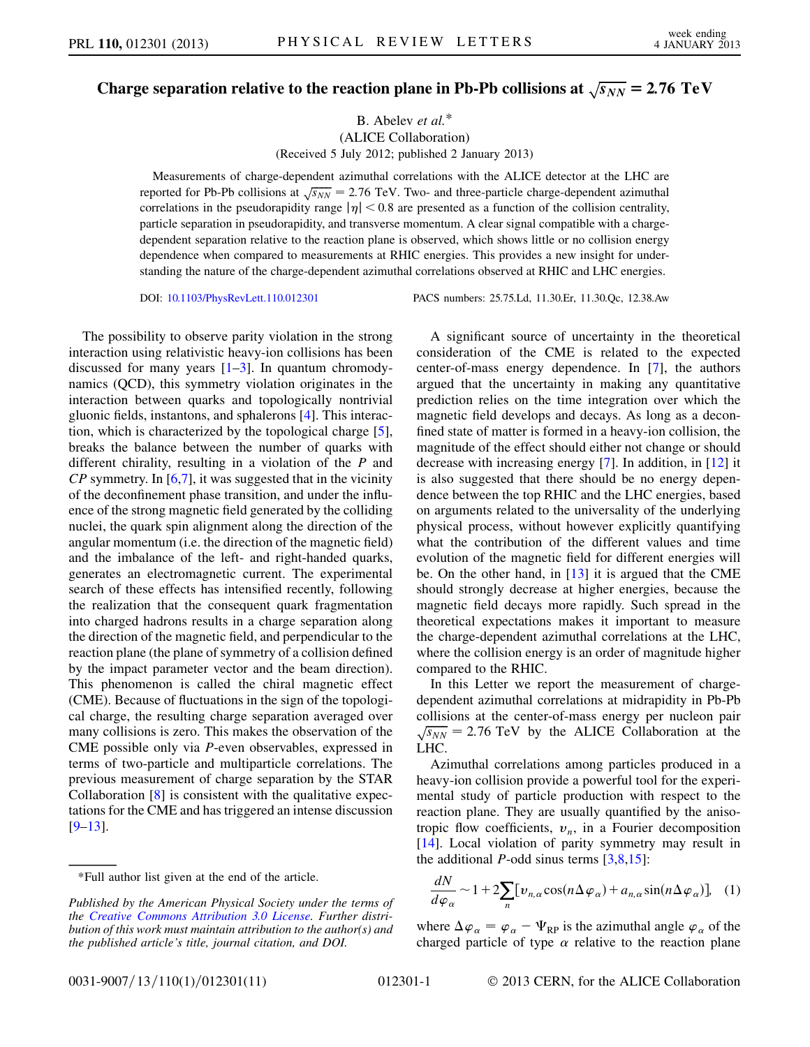# Charge separation relative to the reaction plane in Pb-Pb collisions at $\sqrt{s_{NN}} = 2.76$ TeV

B. Abelev *et al.*\*

(ALICE Collaboration)

(Received 5 July 2012; published 2 January 2013)

Measurements of charge-dependent azimuthal correlations with the ALICE detector at the LHC are reported for Pb-Pb collisions at $\sqrt{s_{NN}} = 2.76$ TeV. Two- and three-particle charge-dependent azimuthal correlations in the pseudorapidity range $|\eta| < 0.8$ are presented as a function of the collision centrality, particle separation in pseudorapidity, and transverse momentum. A clear signal compatible with a charge-dependent separation relative to the reaction plane is observed, which shows little or no collision energy dependence when compared to measurements at RHIC energies. This provides a new insight for understanding the nature of the charge-dependent azimuthal correlations observed at RHIC and LHC energies.

DOI: 10.1103/PhysRevLett.110.012301

PACS numbers: 25.75.Ld, 11.30.Er, 11.30.Qc, 12.38.Aw

The possibility to observe parity violation in the strong interaction using relativistic heavy-ion collisions has been discussed for many years [1–3]. In quantum chromodynamics (QCD), this symmetry violation originates in the interaction between quarks and topologically nontrivial gluonic fields, instantons, and sphalerons [4]. This interaction, which is characterized by the topological charge [5], breaks the balance between the number of quarks with different chirality, resulting in a violation of the $P$ and $CP$ symmetry. In [6,7], it was suggested that in the vicinity of the deconfinement phase transition, and under the influence of the strong magnetic field generated by the colliding nuclei, the quark spin alignment along the direction of the angular momentum (i.e. the direction of the magnetic field) and the imbalance of the left- and right-handed quarks, generates an electromagnetic current. The experimental search of these effects has intensified recently, following the realization that the consequent quark fragmentation into charged hadrons results in a charge separation along the direction of the magnetic field, and perpendicular to the reaction plane (the plane of symmetry of a collision defined by the impact parameter vector and the beam direction). This phenomenon is called the chiral magnetic effect (CME). Because of fluctuations in the sign of the topological charge, the resulting charge separation averaged over many collisions is zero. This makes the observation of the CME possible only via $P$-even observables, expressed in terms of two-particle and multiparticle correlations. The previous measurement of charge separation by the STAR Collaboration [8] is consistent with the qualitative expectations for the CME and has triggered an intense discussion [9–13].

\*Full author list given at the end of the article.

*Published by the American Physical Society under the terms of the Creative Commons Attribution 3.0 License. Further distribution of this work must maintain attribution to the author(s) and the published article's title, journal citation, and DOI.*

A significant source of uncertainty in the theoretical consideration of the CME is related to the expected center-of-mass energy dependence. In [7], the authors argued that the uncertainty in making any quantitative prediction relies on the time integration over which the magnetic field develops and decays. As long as a deconfined state of matter is formed in a heavy-ion collision, the magnitude of the effect should either not change or should decrease with increasing energy [7]. In addition, in [12] it is also suggested that there should be no energy dependence between the top RHIC and the LHC energies, based on arguments related to the universality of the underlying physical process, without however explicitly quantifying what the contribution of the different values and time evolution of the magnetic field for different energies will be. On the other hand, in [13] it is argued that the CME should strongly decrease at higher energies, because the magnetic field decays more rapidly. Such spread in the theoretical expectations makes it important to measure the charge-dependent azimuthal correlations at the LHC, where the collision energy is an order of magnitude higher compared to the RHIC.

In this Letter we report the measurement of charge-dependent azimuthal correlations at midrapidity in Pb-Pb collisions at the center-of-mass energy per nucleon pair $\sqrt{s_{NN}} = 2.76$ TeV by the ALICE Collaboration at the LHC.

Azimuthal correlations among particles produced in a heavy-ion collision provide a powerful tool for the experimental study of particle production with respect to the reaction plane. They are usually quantified by the anisotropic flow coefficients, $v_n$, in a Fourier decomposition [14]. Local violation of parity symmetry may result in the additional $P$-odd sinus terms [3,8,15]:

$$\frac{dN}{d\varphi_\alpha} \sim 1 + 2\sum_n [v_{n,\alpha}\cos(n\Delta\varphi_\alpha) + a_{n,\alpha}\sin(n\Delta\varphi_\alpha)], \quad (1)$$

where $\Delta\varphi_\alpha = \varphi_\alpha - \Psi_{RP}$ is the azimuthal angle $\varphi_\alpha$ of the charged particle of type $\alpha$ relative to the reaction plane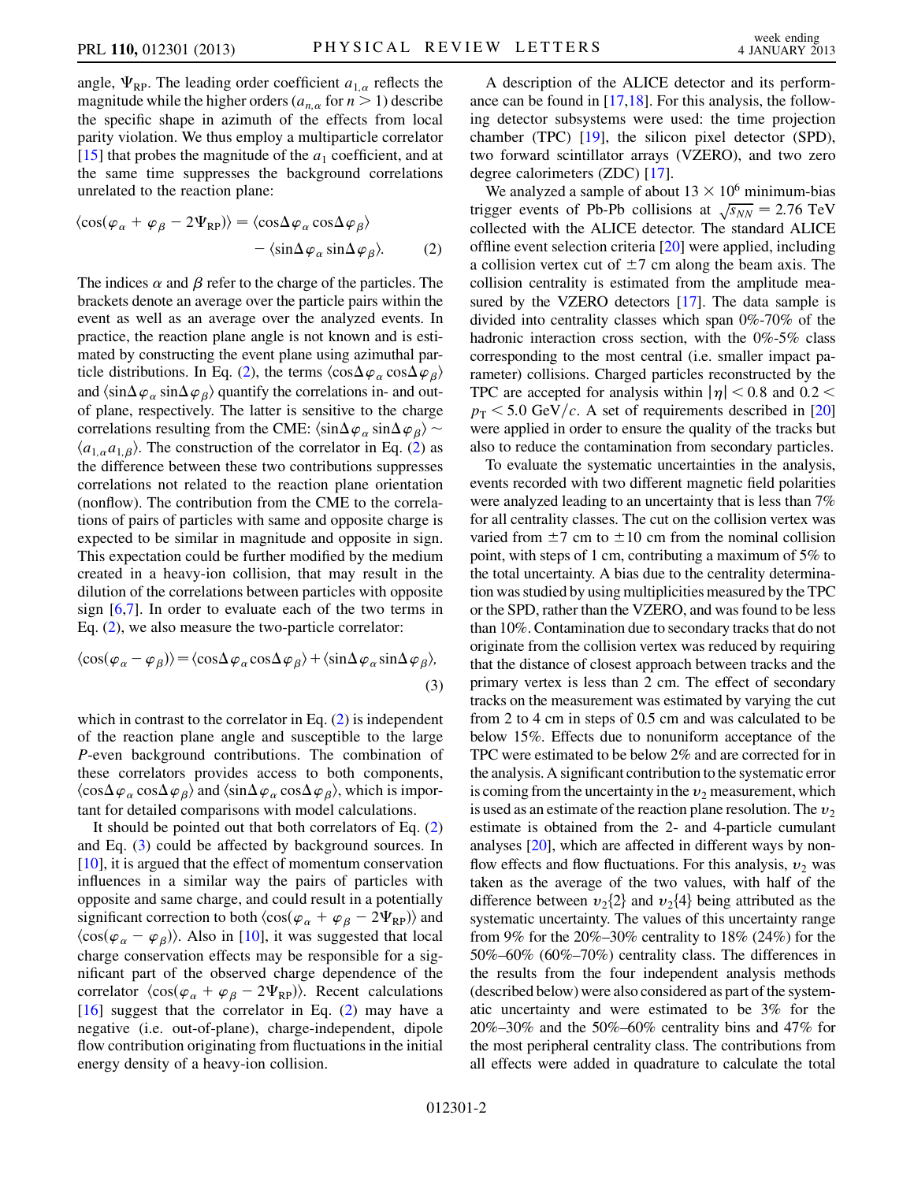angle, $\Psi_{\rm RP}$. The leading order coefficient $a_{1,\alpha}$ reflects the magnitude while the higher orders ($a_{n,\alpha}$ for $n > 1$) describe the specific shape in azimuth of the effects from local parity violation. We thus employ a multiparticle correlator [15] that probes the magnitude of the $a_1$ coefficient, and at the same time suppresses the background correlations unrelated to the reaction plane:

$$\langle \cos(\varphi_\alpha + \varphi_\beta - 2\Psi_{\rm RP}) \rangle = \langle \cos\Delta\varphi_\alpha \cos\Delta\varphi_\beta \rangle - \langle \sin\Delta\varphi_\alpha \sin\Delta\varphi_\beta \rangle. \tag{2}$$

The indices $\alpha$ and $\beta$ refer to the charge of the particles. The brackets denote an average over the particle pairs within the event as well as an average over the analyzed events. In practice, the reaction plane angle is not known and is estimated by constructing the event plane using azimuthal particle distributions. In Eq. (2), the terms $\langle \cos\Delta\varphi_\alpha \cos\Delta\varphi_\beta \rangle$ and $\langle \sin\Delta\varphi_\alpha \sin\Delta\varphi_\beta \rangle$ quantify the correlations in- and out-of plane, respectively. The latter is sensitive to the charge correlations resulting from the CME: $\langle \sin\Delta\varphi_\alpha \sin\Delta\varphi_\beta \rangle \sim \langle a_{1,\alpha} a_{1,\beta} \rangle$. The construction of the correlator in Eq. (2) as the difference between these two contributions suppresses correlations not related to the reaction plane orientation (nonflow). The contribution from the CME to the correlations of pairs of particles with same and opposite charge is expected to be similar in magnitude and opposite in sign. This expectation could be further modified by the medium created in a heavy-ion collision, that may result in the dilution of the correlations between particles with opposite sign [6,7]. In order to evaluate each of the two terms in Eq. (2), we also measure the two-particle correlator:

$$\langle \cos(\varphi_\alpha - \varphi_\beta) \rangle = \langle \cos\Delta\varphi_\alpha \cos\Delta\varphi_\beta \rangle + \langle \sin\Delta\varphi_\alpha \sin\Delta\varphi_\beta \rangle, \tag{3}$$

which in contrast to the correlator in Eq. (2) is independent of the reaction plane angle and susceptible to the large $P$-even background contributions. The combination of these correlators provides access to both components, $\langle \cos\Delta\varphi_\alpha \cos\Delta\varphi_\beta \rangle$ and $\langle \sin\Delta\varphi_\alpha \cos\Delta\varphi_\beta \rangle$, which is important for detailed comparisons with model calculations.

It should be pointed out that both correlators of Eq. (2) and Eq. (3) could be affected by background sources. In [10], it is argued that the effect of momentum conservation influences in a similar way the pairs of particles with opposite and same charge, and could result in a potentially significant correction to both $\langle \cos(\varphi_\alpha + \varphi_\beta - 2\Psi_{\rm RP}) \rangle$ and $\langle \cos(\varphi_\alpha - \varphi_\beta) \rangle$. Also in [10], it was suggested that local charge conservation effects may be responsible for a significant part of the observed charge dependence of the correlator $\langle \cos(\varphi_\alpha + \varphi_\beta - 2\Psi_{\rm RP}) \rangle$. Recent calculations [16] suggest that the correlator in Eq. (2) may have a negative (i.e. out-of-plane), charge-independent, dipole flow contribution originating from fluctuations in the initial energy density of a heavy-ion collision.

A description of the ALICE detector and its performance can be found in [17,18]. For this analysis, the following detector subsystems were used: the time projection chamber (TPC) [19], the silicon pixel detector (SPD), two forward scintillator arrays (VZERO), and two zero degree calorimeters (ZDC) [17].

We analyzed a sample of about $13 \times 10^6$ minimum-bias trigger events of Pb-Pb collisions at $\sqrt{s_{NN}} = 2.76$ TeV collected with the ALICE detector. The standard ALICE offline event selection criteria [20] were applied, including a collision vertex cut of $\pm 7$ cm along the beam axis. The collision centrality is estimated from the amplitude measured by the VZERO detectors [17]. The data sample is divided into centrality classes which span 0%-70% of the hadronic interaction cross section, with the 0%-5% class corresponding to the most central (i.e. smaller impact parameter) collisions. Charged particles reconstructed by the TPC are accepted for analysis within $|\eta| < 0.8$ and $0.2 < p_{\rm T} < 5.0$ GeV/$c$. A set of requirements described in [20] were applied in order to ensure the quality of the tracks but also to reduce the contamination from secondary particles.

To evaluate the systematic uncertainties in the analysis, events recorded with two different magnetic field polarities were analyzed leading to an uncertainty that is less than 7% for all centrality classes. The cut on the collision vertex was varied from $\pm 7$ cm to $\pm 10$ cm from the nominal collision point, with steps of 1 cm, contributing a maximum of 5% to the total uncertainty. A bias due to the centrality determination was studied by using multiplicities measured by the TPC or the SPD, rather than the VZERO, and was found to be less than 10%. Contamination due to secondary tracks that do not originate from the collision vertex was reduced by requiring that the distance of closest approach between tracks and the primary vertex is less than 2 cm. The effect of secondary tracks on the measurement was estimated by varying the cut from 2 to 4 cm in steps of 0.5 cm and was calculated to be below 15%. Effects due to nonuniform acceptance of the TPC were estimated to be below 2% and are corrected for in the analysis. A significant contribution to the systematic error is coming from the uncertainty in the $v_2$ measurement, which is used as an estimate of the reaction plane resolution. The $v_2$ estimate is obtained from the 2- and 4-particle cumulant analyses [20], which are affected in different ways by nonflow effects and flow fluctuations. For this analysis, $v_2$ was taken as the average of the two values, with half of the difference between $v_2\{2\}$ and $v_2\{4\}$ being attributed as the systematic uncertainty. The values of this uncertainty range from 9% for the 20%–30% centrality to 18% (24%) for the 50%–60% (60%–70%) centrality class. The differences in the results from the four independent analysis methods (described below) were also considered as part of the systematic uncertainty and were estimated to be 3% for the 20%–30% and the 50%–60% centrality bins and 47% for the most peripheral centrality class. The contributions from all effects were added in quadrature to calculate the total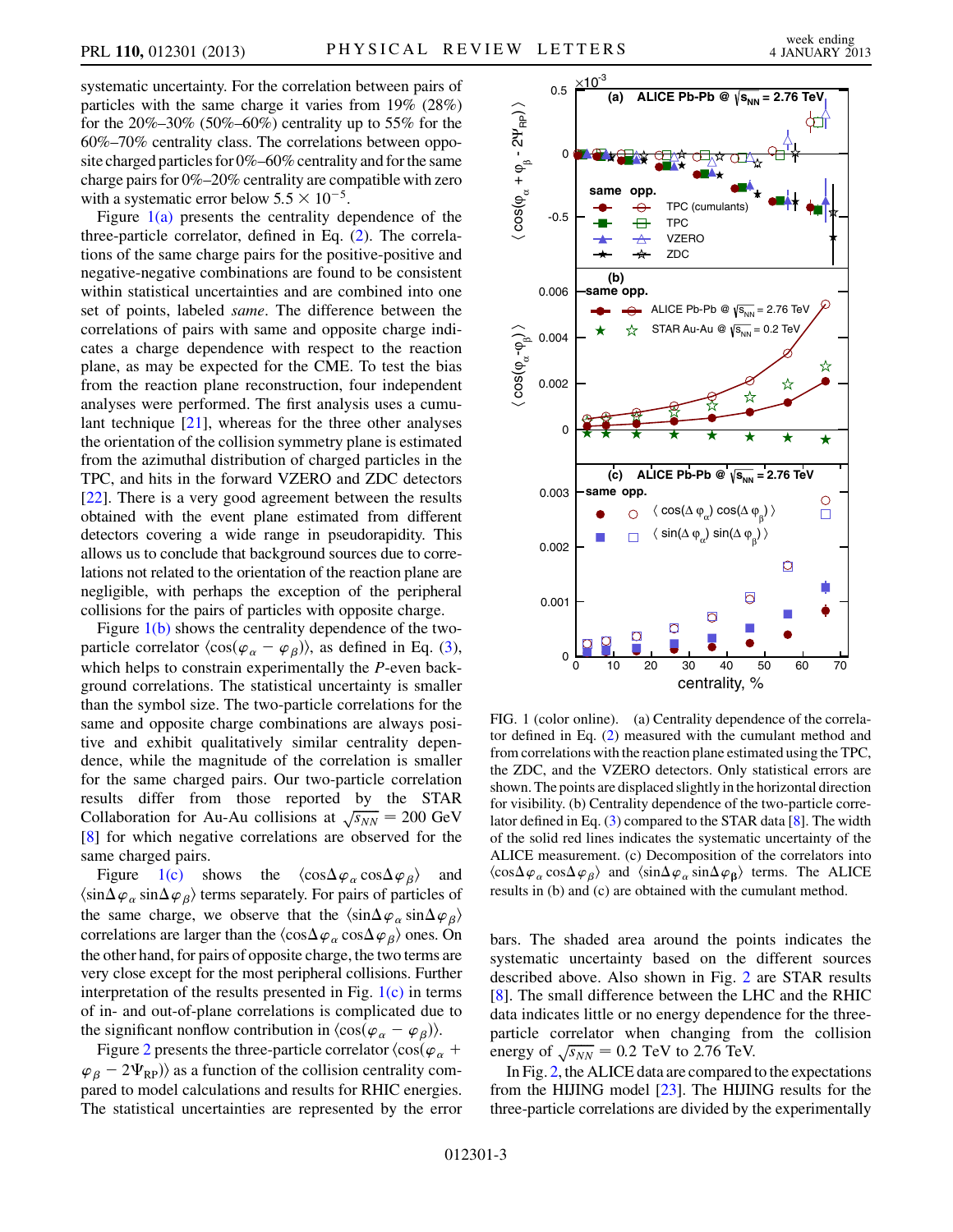systematic uncertainty. For the correlation between pairs of particles with the same charge it varies from 19% (28%) for the 20%–30% (50%–60%) centrality up to 55% for the 60%–70% centrality class. The correlations between opposite charged particles for 0%–60% centrality and for the same charge pairs for 0%–20% centrality are compatible with zero with a systematic error below $5.5 \times 10^{-5}$.

Figure 1(a) presents the centrality dependence of the three-particle correlator, defined in Eq. (2). The correlations of pairs for the same charge pairs for the positive-positive and negative-negative combinations are found to be consistent within statistical uncertainties and are combined into one set of points, labeled *same*. The difference between the correlations of pairs with same and opposite charge indicates a charge dependence with respect to the reaction plane, as may be expected for the CME. To test the bias from the reaction plane reconstruction, four independent analyses were performed. The first analysis uses a cumulant technique [21], whereas for the three other analyses the orientation of the collision symmetry plane is estimated from the azimuthal distribution of charged particles in the TPC, and hits in the forward VZERO and ZDC detectors [22]. There is a very good agreement between the results obtained with the event plane estimated from different detectors covering a wide range in pseudorapidity. This allows us to conclude that background sources due to correlations not related to the orientation of the reaction plane are negligible, with perhaps the exception of the peripheral collisions for the pairs of particles with opposite charge.

Figure 1(b) shows the centrality dependence of the two-particle correlator $\langle \cos(\varphi_\alpha - \varphi_\beta) \rangle$, as defined in Eq. (3), which helps to constrain experimentally the $P$-even background correlations. The statistical uncertainty is smaller than the symbol size. The two-particle correlations for the same and opposite charge combinations are always positive and exhibit qualitatively similar centrality dependence, while the magnitude of the correlation is smaller for the same charged pairs. Our two-particle correlation results differ from those reported by the STAR Collaboration for Au-Au collisions at $\sqrt{s_{NN}} = 200$ GeV [8] for which negative correlations are observed for the same charged pairs.

Figure 1(c) shows the $\langle \cos\Delta\varphi_\alpha \cos\Delta\varphi_\beta \rangle$ and $\langle \sin\Delta\varphi_\alpha \sin\Delta\varphi_\beta \rangle$ terms separately. For pairs of particles of the same charge, we observe that the $\langle \sin\Delta\varphi_\alpha \sin\Delta\varphi_\beta \rangle$ correlations are larger than the $\langle \cos\Delta\varphi_\alpha \cos\Delta\varphi_\beta \rangle$ ones. On the other hand, for pairs of opposite charge, the two terms are very close except for the most peripheral collisions. Further interpretation of the results presented in Fig. 1(c) in terms of in- and out-of-plane correlations is complicated due to the significant nonflow contribution in $\langle \cos(\varphi_\alpha - \varphi_\beta) \rangle$.

Figure 2 presents the three-particle correlator $\langle \cos(\varphi_\alpha + \varphi_\beta - 2\Psi_{\rm RP}) \rangle$ as a function of the collision centrality compared to model calculations and results for RHIC energies. The statistical uncertainties are represented by the error bars. The shaded area around the points indicates the systematic uncertainty based on the different sources described above. Also shown in Fig. 2 are STAR results [8]. The small difference between the LHC and the RHIC data indicates little or no energy dependence for the three-particle correlator when changing from the collision energy of $\sqrt{s_{NN}} = 0.2$ TeV to 2.76 TeV.

In Fig. 2, the ALICE data are compared to the expectations from the HIJING model [23]. The HIJING results for the three-particle correlations are divided by the experimentally

FIG. 1 (color online). (a) Centrality dependence of the correlator defined in Eq. (2) measured with the cumulant method and from correlations with the reaction plane estimated using the TPC, the ZDC, and the VZERO detectors. Only statistical errors are shown. The points are displaced slightly in the horizontal direction for visibility. (b) Centrality dependence of the two-particle correlator defined in Eq. (3) compared to the STAR data [8]. The width of the solid red lines indicates the systematic uncertainty of the ALICE measurement. (c) Decomposition of the correlators into $\langle \cos\Delta\varphi_\alpha \cos\Delta\varphi_\beta \rangle$ and $\langle \sin\Delta\varphi_\alpha \sin\Delta\varphi_\beta \rangle$ terms. The ALICE results in (b) and (c) are obtained with the cumulant method.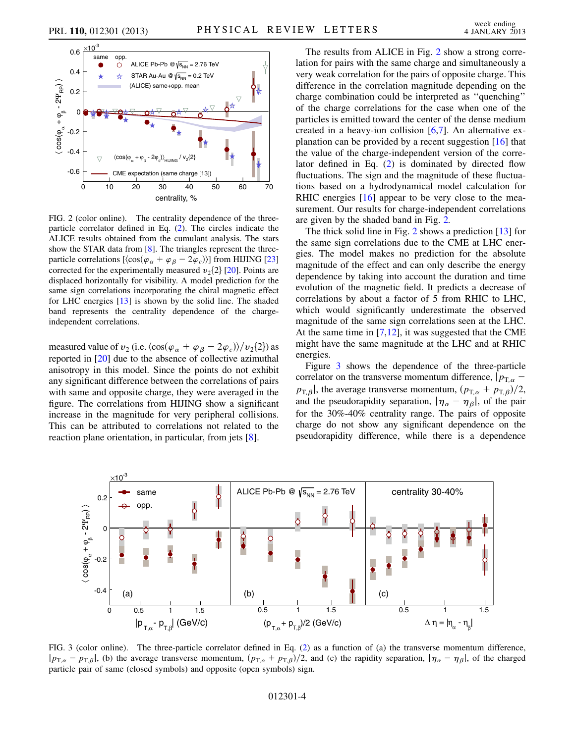FIG. 2 (color online). The centrality dependence of the three-particle correlator defined in Eq. (2). The circles indicate the ALICE results obtained from the cumulant analysis. The stars show the STAR data from [8]. The triangles represent the three-particle correlations [$\langle \cos(\varphi_\alpha + \varphi_\beta - 2\varphi_c) \rangle$] from HIJING [23] corrected for the experimentally measured $v_2\{2\}$ [20]. Points are displaced horizontally for visibility. A model prediction for the same sign correlations incorporating the chiral magnetic effect for LHC energies [13] is shown by the solid line. The shaded band represents the centrality dependence of the charge-independent correlations.

measured value of $v_2$ (i.e. $\langle \cos(\varphi_\alpha + \varphi_\beta - 2\varphi_c) \rangle / v_2\{2\}$) as reported in [20] due to the absence of collective azimuthal anisotropy in this model. Since the points do not exhibit any significant difference between the correlations of pairs with same and opposite charge, they were averaged in the figure. The correlations from HIJING show a significant increase in the magnitude for very peripheral collisions. This can be attributed to correlations not related to the reaction plane orientation, in particular, from jets [8].

The results from ALICE in Fig. 2 show a strong correlation for pairs with the same charge and simultaneously a very weak correlation for the pairs of opposite charge. This difference in the correlation magnitude depending on the charge combination could be interpreted as "quenching" of the charge correlations for the case when one of the particles is emitted toward the center of the dense medium created in a heavy-ion collision [6,7]. An alternative explanation can be provided by a recent suggestion [16] that the value of the charge-independent version of the correlator defined in Eq. (2) is dominated by directed flow fluctuations. The sign and the magnitude of these fluctuations based on a hydrodynamical model calculation for RHIC energies [16] appear to be very close to the measurement. Our results for charge-independent correlations are given by the shaded band in Fig. 2.

The thick solid line in Fig. 2 shows a prediction [13] for the same sign correlations due to the CME at LHC energies. The model makes no prediction for the absolute magnitude of the effect and can only describe the energy dependence by taking into account the duration and time evolution of the magnetic field. It predicts a decrease of correlations by about a factor of 5 from RHIC to LHC, which would significantly underestimate the observed magnitude of the same sign correlations seen at the LHC. At the same time in [7,12], it was suggested that the CME might have the same magnitude at the LHC and at RHIC energies.

Figure 3 shows the dependence of the three-particle correlator on the transverse momentum difference, $|p_{T,\alpha} - p_{T,\beta}|$, the average transverse momentum, $(p_{T,\alpha} + p_{T,\beta})/2$, and the pseudorapidity separation, $|\eta_\alpha - \eta_\beta|$, of the pair for the 30%–40% centrality range. The pairs of opposite charge do not show any significant dependence on the pseudorapidity difference, while there is a dependence

FIG. 3 (color online). The three-particle correlator defined in Eq. (2) as a function of (a) the transverse momentum difference, $|p_{T,\alpha} - p_{T,\beta}|$, (b) the average transverse momentum, $(p_{T,\alpha} + p_{T,\beta})/2$, and (c) the rapidity separation, $|\eta_\alpha - \eta_\beta|$, of the charged particle pair of same (closed symbols) and opposite (open symbols) sign.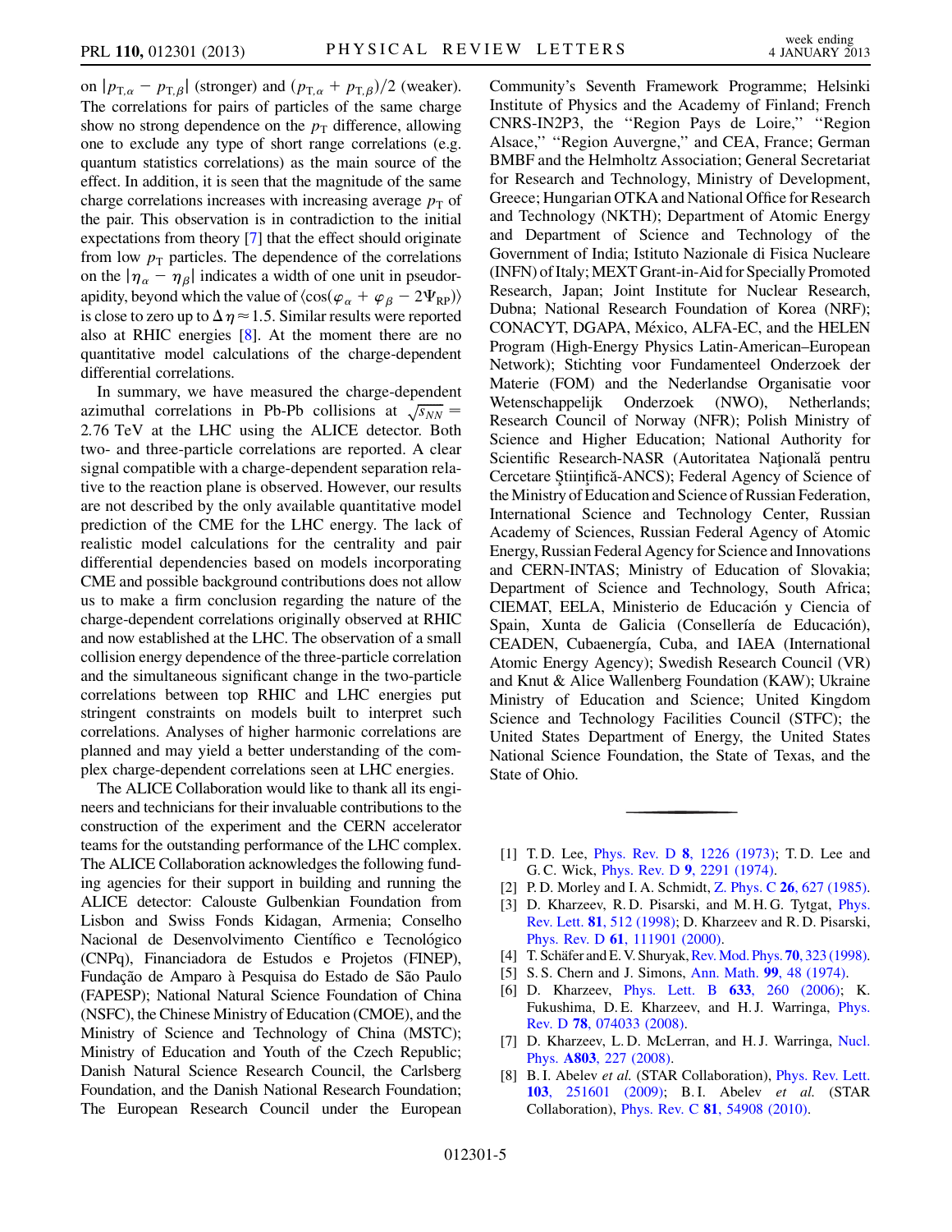on $|p_{T,\alpha} - p_{T,\beta}|$ (stronger) and $(p_{T,\alpha} + p_{T,\beta})/2$ (weaker). The correlations for pairs of particles of the same charge show no strong dependence on the $p_T$ difference, allowing one to exclude any type of short range correlations (e.g. quantum statistics correlations) as the main source of the effect. In addition, it is seen that the magnitude of the same charge correlations increases with increasing average $p_T$ of the pair. This observation is in contradiction to the initial expectations from theory [7] that the effect should originate from low $p_T$ particles. The dependence of the correlations on the $|\eta_\alpha - \eta_\beta|$ indicates a width of one unit in pseudorapidity, beyond which the value of $\langle \cos(\varphi_\alpha + \varphi_\beta - 2\Psi_{RP}) \rangle$ is close to zero up to $\Delta\eta \approx 1.5$. Similar results were reported also at RHIC energies [8]. At the moment there are no quantitative model calculations of the charge-dependent differential correlations.

In summary, we have measured the charge-dependent azimuthal correlations in Pb-Pb collisions at $\sqrt{s_{NN}} = 2.76$ TeV at the LHC using the ALICE detector. Both two- and three-particle correlations are reported. A clear signal compatible with a charge-dependent separation relative to the reaction plane is observed. However, our results are not described by the only available quantitative model prediction of the CME for the LHC energy. The lack of realistic model calculations for the centrality and pair differential dependencies based on models incorporating CME and possible background contributions does not allow us to make a firm conclusion regarding the nature of the charge-dependent correlations originally observed at RHIC and now established at the LHC. The observation of a small collision energy dependence of the three-particle correlation and the simultaneous significant change in the two-particle correlations between top RHIC and LHC energies put stringent constraints on models built to interpret such correlations. Analyses of higher harmonic correlations are planned and may yield a better understanding of the complex charge-dependent correlations seen at LHC energies.

The ALICE Collaboration would like to thank all its engineers and technicians for their invaluable contributions to the construction of the experiment and the CERN accelerator teams for the outstanding performance of the LHC complex. The ALICE Collaboration acknowledges the following funding agencies for their support in building and running the ALICE detector: Calouste Gulbenkian Foundation from Lisbon and Swiss Fonds Kidagan, Armenia; Conselho Nacional de Desenvolvimento Científico e Tecnológico (CNPq), Financiadora de Estudos e Projetos (FINEP), Fundação de Amparo à Pesquisa do Estado de São Paulo (FAPESP); National Natural Science Foundation of China (NSFC), the Chinese Ministry of Education (CMOE), and the Ministry of Science and Technology of China (MSTC); Ministry of Education and Youth of the Czech Republic; Danish Natural Science Research Council, the Carlsberg Foundation, and the Danish National Research Foundation; The European Research Council under the European Community's Seventh Framework Programme; Helsinki Institute of Physics and the Academy of Finland; French CNRS-IN2P3, the "Region Pays de Loire," "Region Alsace," "Region Auvergne," and CEA, France; German BMBF and the Helmholtz Association; General Secretariat for Research and Technology, Ministry of Development, Greece; Hungarian OTKA and National Office for Research and Technology (NKTH); Department of Atomic Energy and Department of Science and Technology of the Government of India; Istituto Nazionale di Fisica Nucleare (INFN) of Italy; MEXT Grant-in-Aid for Specially Promoted Research, Japan; Joint Institute for Nuclear Research, Dubna; National Research Foundation of Korea (NRF); CONACYT, DGAPA, México, ALFA-EC, and the HELEN Program (High-Energy Physics Latin-American–European Network); Stichting voor Fundamenteel Onderzoek der Materie (FOM) and the Nederlandse Organisatie voor Wetenschappelijk Onderzoek (NWO), Netherlands; Research Council of Norway (NFR); Polish Ministry of Science and Higher Education; National Authority for Scientific Research-NASR (Autoritatea Naţională pentru Cercetare Ştiinţifică-ANCS); Federal Agency of Science of the Ministry of Education and Science of Russian Federation, International Science and Technology Center, Russian Academy of Sciences, Russian Federal Agency of Atomic Energy, Russian Federal Agency for Science and Innovations and CERN-INTAS; Ministry of Education of Slovakia; Department of Science and Technology, South Africa; CIEMAT, EELA, Ministerio de Educación y Ciencia of Spain, Xunta de Galicia (Consellería de Educación), CEADEN, Cubaenergía, Cuba, and IAEA (International Atomic Energy Agency); Swedish Research Council (VR) and Knut & Alice Wallenberg Foundation (KAW); Ukraine Ministry of Education and Science; United Kingdom Science and Technology Facilities Council (STFC); the United States Department of Energy, the United States National Science Foundation, the State of Texas, and the State of Ohio.

---

[1] T. D. Lee, Phys. Rev. D **8**, 1226 (1973); T. D. Lee and G. C. Wick, Phys. Rev. D **9**, 2291 (1974).

[2] P. D. Morley and I. A. Schmidt, Z. Phys. C **26**, 627 (1985).

[3] D. Kharzeev, R. D. Pisarski, and M. H. G. Tytgat, Phys. Rev. Lett. **81**, 512 (1998); D. Kharzeev and R. D. Pisarski, Phys. Rev. D **61**, 111901 (2000).

[4] T. Schäfer and E. V. Shuryak, Rev. Mod. Phys. **70**, 323 (1998).

[5] S. S. Chern and J. Simons, Ann. Math. **99**, 48 (1974).

[6] D. Kharzeev, Phys. Lett. B **633**, 260 (2006); K. Fukushima, D. E. Kharzeev, and H. J. Warringa, Phys. Rev. D **78**, 074033 (2008).

[7] D. Kharzeev, L. D. McLerran, and H. J. Warringa, Nucl. Phys. **A803**, 227 (2008).

[8] B. I. Abelev *et al.* (STAR Collaboration), Phys. Rev. Lett. **103**, 251601 (2009); B. I. Abelev *et al.* (STAR Collaboration), Phys. Rev. C **81**, 54908 (2010).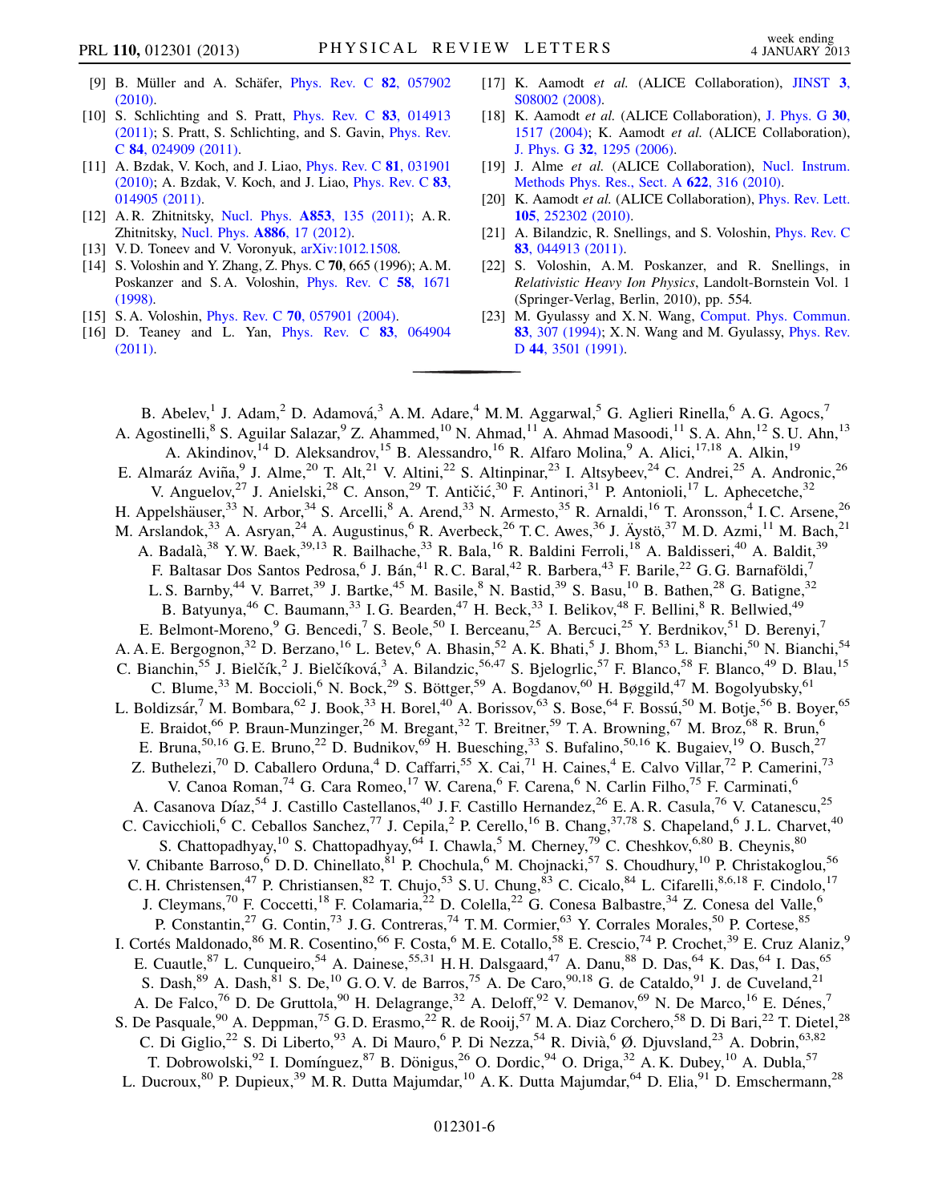[9] B. Müller and A. Schäfer, Phys. Rev. C **82**, 057902 (2010).

[10] S. Schlichting and S. Pratt, Phys. Rev. C **83**, 014913 (2011); S. Pratt, S. Schlichting, and S. Gavin, Phys. Rev. C **84**, 024909 (2011).

[11] A. Bzdak, V. Koch, and J. Liao, Phys. Rev. C **81**, 031901 (2010); A. Bzdak, V. Koch, and J. Liao, Phys. Rev. C **83**, 014905 (2011).

[12] A. R. Zhitnitsky, Nucl. Phys. **A853**, 135 (2011); A. R. Zhitnitsky, Nucl. Phys. **A886**, 17 (2012).

[13] V. D. Toneev and V. Voronyuk, arXiv:1012.1508.

[14] S. Voloshin and Y. Zhang, Z. Phys. C **70**, 665 (1996); A. M. Poskanzer and S. A. Voloshin, Phys. Rev. C **58**, 1671 (1998).

[15] S. A. Voloshin, Phys. Rev. C **70**, 057901 (2004).

[16] D. Teaney and L. Yan, Phys. Rev. C **83**, 064904 (2011).

[17] K. Aamodt *et al.* (ALICE Collaboration), JINST **3**, S08002 (2008).

[18] K. Aamodt *et al.* (ALICE Collaboration), J. Phys. G **30**, 1517 (2004); K. Aamodt *et al.* (ALICE Collaboration), J. Phys. G **32**, 1295 (2006).

[19] J. Alme *et al.* (ALICE Collaboration), Nucl. Instrum. Methods Phys. Res., Sect. A **622**, 316 (2010).

[20] K. Aamodt *et al.* (ALICE Collaboration), Phys. Rev. Lett. **105**, 252302 (2010).

[21] A. Bilandzic, R. Snellings, and S. Voloshin, Phys. Rev. C **83**, 044913 (2011).

[22] S. Voloshin, A. M. Poskanzer, and R. Snellings, in *Relativistic Heavy Ion Physics*, Landolt-Bornstein Vol. 1 (Springer-Verlag, Berlin, 2010), pp. 554.

[23] M. Gyulassy and X. N. Wang, Comput. Phys. Commun. **83**, 307 (1994); X. N. Wang and M. Gyulassy, Phys. Rev. D **44**, 3501 (1991).

---

B. Abelev,[1] J. Adam,[2] D. Adamová,[3] A. M. Adare,[4] M. M. Aggarwal,[5] G. Aglieri Rinella,[6] A. G. Agocs,[7] A. Agostinelli,[8] S. Aguilar Salazar,[9] Z. Ahammed,[10] N. Ahmad,[11] A. Ahmad Masoodi,[11] S. A. Ahn,[12] S. U. Ahn,[13] A. Akindinov,[14] D. Aleksandrov,[15] B. Alessandro,[16] R. Alfaro Molina,[9] A. Alici,[17,18] A. Alkin,[19] E. Almaráz Aviña,[9] J. Alme,[20] T. Alt,[21] V. Altini,[22] S. Altinpinar,[23] I. Altsybeev,[24] C. Andrei,[25] A. Andronic,[26] V. Anguelov,[27] J. Anielski,[28] C. Anson,[29] T. Antičić,[30] F. Antinori,[31] P. Antonioli,[17] L. Aphecetche,[32] H. Appelshäuser,[33] N. Arbor,[34] S. Arcelli,[8] A. Arend,[33] N. Armesto,[35] R. Arnaldi,[16] T. Aronsson,[4] I. C. Arsene,[26] M. Arslandok,[33] A. Asryan,[24] A. Augustinus,[6] R. Averbeck,[26] T. C. Awes,[36] J. Äystö,[37] M. D. Azmi,[11] M. Bach,[21] A. Badalà,[38] Y. W. Baek,[39,13] R. Bailhache,[33] R. Bala,[16] R. Baldini Ferroli,[18] A. Baldisseri,[40] A. Baldit,[39] F. Baltasar Dos Santos Pedrosa,[6] J. Bán,[41] R. C. Baral,[42] R. Barbera,[43] F. Barile,[22] G. G. Barnaföldi,[7] L. S. Barnby,[44] V. Barret,[39] J. Bartke,[45] M. Basile,[8] N. Bastid,[39] S. Basu,[10] B. Bathen,[28] G. Batigne,[32] B. Batyunya,[46] C. Baumann,[33] I. G. Bearden,[47] H. Beck,[33] I. Belikov,[48] F. Bellini,[8] R. Bellwied,[49] E. Belmont-Moreno,[9] G. Bencedi,[7] S. Beole,[50] I. Berceanu,[25] A. Bercuci,[25] Y. Berdnikov,[51] D. Berenyi,[7] A. A. E. Bergognon,[32] D. Berzano,[16] L. Betev,[6] A. Bhasin,[52] A. K. Bhati,[5] J. Bhom,[53] L. Bianchi,[50] N. Bianchi,[54] C. Bianchin,[55] J. Bielčík,[2] J. Bielčíková,[3] A. Bilandzic,[56,47] S. Bjelogrlic,[57] F. Blanco,[58] F. Blanco,[49] D. Blau,[15] C. Blume,[33] M. Boccioli,[6] N. Bock,[29] S. Böttger,[59] A. Bogdanov,[60] H. Bøggild,[47] M. Bogolyubsky,[61] L. Boldizsár,[7] M. Bombara,[62] J. Book,[33] H. Borel,[40] A. Borissov,[63] S. Bose,[64] F. Bossú,[50] M. Botje,[56] B. Boyer,[65] E. Braidot,[66] P. Braun-Munzinger,[26] M. Bregant,[32] T. Breitner,[59] T. A. Browning,[67] M. Broz,[68] R. Brun,[6] E. Bruna,[50,16] G. E. Bruno,[22] D. Budnikov,[69] H. Buesching,[33] S. Bufalino,[50,16] K. Bugaiev,[19] O. Busch,[27] Z. Buthelezi,[70] D. Caballero Orduna,[4] D. Caffarri,[55] X. Cai,[71] H. Caines,[4] E. Calvo Villar,[72] P. Camerini,[73] V. Canoa Roman,[74] G. Cara Romeo,[17] W. Carena,[6] F. Carena,[6] N. Carlin Filho,[75] F. Carminati,[6] A. Casanova Díaz,[54] J. Castillo Castellanos,[40] J. F. Castillo Hernandez,[26] E. A. R. Casula,[76] V. Catanescu,[25] C. Cavicchioli,[6] C. Ceballos Sanchez,[77] J. Cepila,[2] P. Cerello,[16] B. Chang,[37,78] S. Chapeland,[6] J. L. Charvet,[40] S. Chattopadhyay,[10] S. Chattopadhyay,[64] I. Chawla,[5] M. Cherney,[79] C. Cheshkov,[6,80] B. Cheynis,[80] V. Chibante Barroso,[6] D. D. Chinellato,[81] P. Chochula,[6] M. Chojnacki,[57] S. Choudhury,[10] P. Christakoglou,[56] C. H. Christensen,[47] P. Christiansen,[82] T. Chujo,[53] S. U. Chung,[83] C. Cicalo,[84] L. Cifarelli,[8,6,18] F. Cindolo,[17] J. Cleymans,[70] F. Coccetti,[18] F. Colamaria,[22] D. Colella,[22] G. Conesa Balbastre,[34] Z. Conesa del Valle,[6] P. Constantin,[27] G. Contin,[73] J. G. Contreras,[74] T. M. Cormier,[63] Y. Corrales Morales,[50] P. Cortese,[85] I. Cortés Maldonado,[86] M. R. Cosentino,[66] F. Costa,[6] M. E. Cotallo,[58] E. Crescio,[74] P. Crochet,[39] E. Cruz Alaniz,[9] E. Cuautle,[87] L. Cunqueiro,[54] A. Dainese,[55,31] H. H. Dalsgaard,[47] A. Danu,[88] D. Das,[64] K. Das,[64] I. Das,[65] S. Dash,[89] A. Dash,[81] S. De,[10] G. O. V. de Barros,[75] A. De Caro,[90,18] G. de Cataldo,[91] J. de Cuveland,[21] A. De Falco,[76] D. De Gruttola,[90] H. Delagrange,[32] A. Deloff,[92] V. Demanov,[69] N. De Marco,[16] E. Dénes,[7] S. De Pasquale,[90] A. Deppman,[75] G. D. Erasmo,[22] R. de Rooij,[57] M. A. Diaz Corchero,[58] D. Di Bari,[22] T. Dietel,[28] C. Di Giglio,[22] S. Di Liberto,[93] A. Di Mauro,[6] P. Di Nezza,[54] R. Divià,[6] Ø. Djuvsland,[23] A. Dobrin,[63,82] T. Dobrowolski,[92] I. Domínguez,[87] B. Dönigus,[26] O. Dordic,[94] O. Driga,[32] A. K. Dubey,[10] A. Dubla,[57] L. Ducroux,[80] P. Dupieux,[39] M. R. Dutta Majumdar,[10] A. K. Dutta Majumdar,[64] D. Elia,[91] D. Emschermann,[28]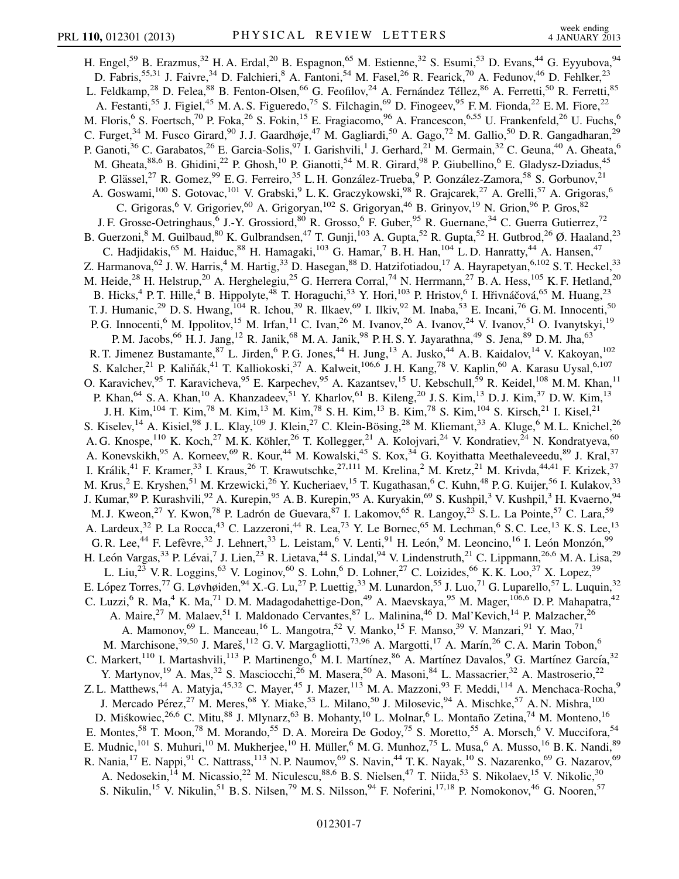H. Engel,[59] B. Erazmus,[32] H. A. Erdal,[20] B. Espagnon,[65] M. Estienne,[32] S. Esumi,[53] D. Evans,[44] G. Eyyubova,[94] D. Fabris,[55,31] J. Faivre,[34] D. Falchieri,[8] A. Fantoni,[54] M. Fasel,[26] R. Fearick,[70] A. Fedunov,[46] D. Fehlker,[23] L. Feldkamp,[28] D. Felea,[88] B. Fenton-Olsen,[66] G. Feofilov,[24] A. Fernández Téllez,[86] A. Ferretti,[50] R. Ferretti,[85] A. Festanti,[55] J. Figiel,[45] M. A. S. Figueredo,[75] S. Filchagin,[69] D. Finogeev,[95] F. M. Fionda,[22] E. M. Fiore,[22] M. Floris,[6] S. Foertsch,[70] P. Foka,[26] S. Fokin,[15] E. Fragiacomo,[96] A. Francescon,[6,55] U. Frankenfeld,[26] U. Fuchs,[6] C. Furget,[34] M. Fusco Girard,[90] J. J. Gaardhøje,[47] M. Gagliardi,[50] A. Gago,[72] M. Gallio,[50] D. R. Gangadharan,[29] P. Ganoti,[36] C. Garabatos,[26] E. Garcia-Solis,[97] I. Garishvili,[1] J. Gerhard,[21] M. Germain,[32] C. Geuna,[40] A. Gheata,[6] M. Gheata,[88,6] B. Ghidini,[22] P. Ghosh,[10] P. Gianotti,[54] M. R. Girard,[98] P. Giubellino,[6] E. Gladysz-Dziadus,[45] P. Glässel,[27] R. Gomez,[99] E. G. Ferreiro,[35] L. H. González-Trueba,[9] P. González-Zamora,[58] S. Gorbunov,[21] A. Goswami,[100] S. Gotovac,[101] V. Grabski,[9] L. K. Graczykowski,[98] R. Grajcarek,[27] A. Grelli,[57] A. Grigoras,[6] C. Grigoras,[6] V. Grigoriev,[60] A. Grigoryan,[102] S. Grigoryan,[46] B. Grinyov,[19] N. Grion,[96] P. Gros,[82] J. F. Grosse-Oetringhaus,[6] J.-Y. Grossiord,[80] R. Grosso,[6] F. Guber,[95] R. Guernane,[34] C. Guerra Gutierrez,[72] B. Guerzoni,[8] M. Guilbaud,[80] K. Gulbrandsen,[47] T. Gunji,[103] A. Gupta,[52] R. Gupta,[52] H. Gutbrod,[26] Ø. Haaland,[23] C. Hadjidakis,[65] M. Haiduc,[88] H. Hamagaki,[103] G. Hamar,[7] B. H. Han,[104] L. D. Hanratty,[44] A. Hansen,[47] Z. Harmanova,[62] J. W. Harris,[4] M. Hartig,[33] D. Hasegan,[88] D. Hatzifotiadou,[17] A. Hayrapetyan,[6,102] S. T. Heckel,[33] M. Heide,[28] H. Helstrup,[20] A. Herghelegiu,[25] G. Herrera Corral,[74] N. Herrmann,[27] B. A. Hess,[105] K. F. Hetland,[20] B. Hicks,[4] P. T. Hille,[4] B. Hippolyte,[48] T. Horaguchi,[53] Y. Hori,[103] P. Hristov,[6] I. Hřivnáčová,[65] M. Huang,[23] T. J. Humanic,[29] D. S. Hwang,[104] R. Ichou,[39] R. Ilkaev,[69] I. Ilkiv,[92] M. Inaba,[53] E. Incani,[76] G. M. Innocenti,[50] P. G. Innocenti,[6] M. Ippolitov,[15] M. Irfan,[11] C. Ivan,[26] M. Ivanov,[26] A. Ivanov,[24] V. Ivanov,[51] O. Ivanytskyi,[19] P. M. Jacobs,[66] H. J. Jang,[12] R. Janik,[68] M. A. Janik,[98] P. H. S. Y. Jayarathna,[49] S. Jena,[89] D. M. Jha,[63] R. T. Jimenez Bustamante,[87] L. Jirden,[6] P. G. Jones,[44] H. Jung,[13] A. Jusko,[44] A. B. Kaidalov,[14] V. Kakoyan,[102] S. Kalcher,[21] P. Kaliňák,[41] T. Kalliokoski,[37] A. Kalweit,[106,6] J. H. Kang,[78] V. Kaplin,[60] A. Karasu Uysal,[6,107] O. Karavichev,[95] T. Karavicheva,[95] E. Karpechev,[95] A. Kazantsev,[15] U. Kebschull,[59] R. Keidel,[108] M. M. Khan,[11] P. Khan,[64] S. A. Khan,[10] A. Khanzadeev,[51] Y. Kharlov,[61] B. Kileng,[20] J. S. Kim,[13] D. J. Kim,[37] D. W. Kim,[13] J. H. Kim,[104] T. Kim,[78] M. Kim,[13] M. Kim,[78] S. H. Kim,[13] B. Kim,[78] S. Kim,[104] S. Kirsch,[21] I. Kisel,[21] S. Kiselev,[14] A. Kisiel,[98] J. L. Klay,[109] J. Klein,[27] C. Klein-Bösing,[28] M. Kliemant,[33] A. Kluge,[6] M. L. Knichel,[26] A. G. Knospe,[110] K. Koch,[27] M. K. Köhler,[26] T. Kollegger,[21] A. Kolojvari,[24] V. Kondratiev,[24] N. Kondratyeva,[60] A. Konevskikh,[95] A. Korneev,[69] R. Kour,[44] M. Kowalski,[45] S. Kox,[34] G. Koyithatta Meethaleveedu,[89] J. Kral,[37] I. Králik,[41] F. Kramer,[33] I. Kraus,[26] T. Krawutschke,[27,111] M. Krelina,[2] M. Kretz,[21] M. Krivda,[44,41] F. Krizek,[37] M. Krus,[2] E. Kryshen,[51] M. Krzewicki,[26] Y. Kucheriaev,[15] T. Kugathasan,[6] C. Kuhn,[48] P. G. Kuijer,[56] I. Kulakov,[33] J. Kumar,[89] P. Kurashvili,[92] A. Kurepin,[95] A. B. Kurepin,[95] A. Kuryakin,[69] S. Kushpil,[3] V. Kushpil,[3] H. Kvaerno,[94] M. J. Kweon,[27] Y. Kwon,[78] P. Ladrón de Guevara,[87] I. Lakomov,[65] R. Langoy,[23] S. L. La Pointe,[57] C. Lara,[59] A. Lardeux,[32] P. La Rocca,[43] C. Lazzeroni,[44] R. Lea,[73] Y. Le Bornec,[65] M. Lechman,[6] S. C. Lee,[13] K. S. Lee,[13] G. R. Lee,[44] F. Lefèvre,[32] J. Lehnert,[33] L. Leistam,[6] V. Lenti,[91] H. León,[9] M. Leoncino,[16] I. León Monzón,[99] H. León Vargas,[33] P. Lévai,[7] J. Lien,[23] R. Lietava,[44] S. Lindal,[94] V. Lindenstruth,[21] C. Lippmann,[26,6] M. A. Lisa,[29] L. Liu,[23] V. R. Loggins,[63] V. Loginov,[60] S. Lohn,[6] D. Lohner,[27] C. Loizides,[66] K. K. Loo,[37] X. Lopez,[39] E. López Torres,[77] G. Løvhøiden,[94] X.-G. Lu,[27] P. Luettig,[33] M. Lunardon,[55] J. Luo,[71] G. Luparello,[57] L. Luquin,[32] C. Luzzi,[6] R. Ma,[4] K. Ma,[71] D. M. Madagodahettige-Don,[49] A. Maevskaya,[95] M. Mager,[106,6] D. P. Mahapatra,[42] A. Maire,[27] M. Malaev,[51] I. Maldonado Cervantes,[87] L. Malinina,[46] D. Mal'Kevich,[14] P. Malzacher,[26] A. Mamonov,[69] L. Manceau,[16] L. Mangotra,[52] V. Manko,[15] F. Manso,[39] V. Manzari,[91] Y. Mao,[71] M. Marchisone,[39,50] J. Mareš,[112] G. V. Margagliotti,[73,96] A. Margotti,[17] A. Marín,[26] C. A. Marin Tobon,[6] C. Markert,[110] I. Martashvili,[113] P. Martinengo,[6] M. I. Martínez,[86] A. Martínez Davalos,[9] G. Martínez García,[32] Y. Martynov,[19] A. Mas,[32] S. Masciocchi,[26] M. Masera,[50] A. Masoni,[84] L. Massacrier,[32] A. Mastroserio,[22] Z. L. Matthews,[44] A. Matyja,[45,32] C. Mayer,[45] J. Mazer,[113] M. A. Mazzoni,[93] F. Meddi,[114] A. Menchaca-Rocha,[9] J. Mercado Pérez,[27] M. Meres,[68] Y. Miake,[53] L. Milano,[50] J. Milosevic,[94] A. Mischke,[57] A. N. Mishra,[100] D. Miśkowiec,[26,6] C. Mitu,[88] J. Mlynarz,[63] B. Mohanty,[10] L. Molnar,[6] L. Montaño Zetina,[74] M. Monteno,[16] E. Montes,[58] T. Moon,[78] M. Morando,[55] D. A. Moreira De Godoy,[75] S. Moretto,[55] A. Morsch,[6] V. Muccifora,[54] E. Mudnic,[101] S. Muhuri,[10] M. Mukherjee,[10] H. Müller,[6] M. G. Munhoz,[75] L. Musa,[6] A. Musso,[16] B. K. Nandi,[89] R. Nania,[17] E. Nappi,[91] C. Nattrass,[113] N. P. Naumov,[69] S. Navin,[44] T. K. Nayak,[10] S. Nazarenko,[69] G. Nazarov,[69] A. Nedosekin,[14] M. Nicassio,[22] M. Niculescu,[88,6] B. S. Nielsen,[47] T. Niida,[53] S. Nikolaev,[15] V. Nikolic,[30] S. Nikulin,[15] V. Nikulin,[51] B. S. Nilsen,[79] M. S. Nilsson,[94] F. Noferini,[17,18] P. Nomokonov,[46] G. Nooren,[57]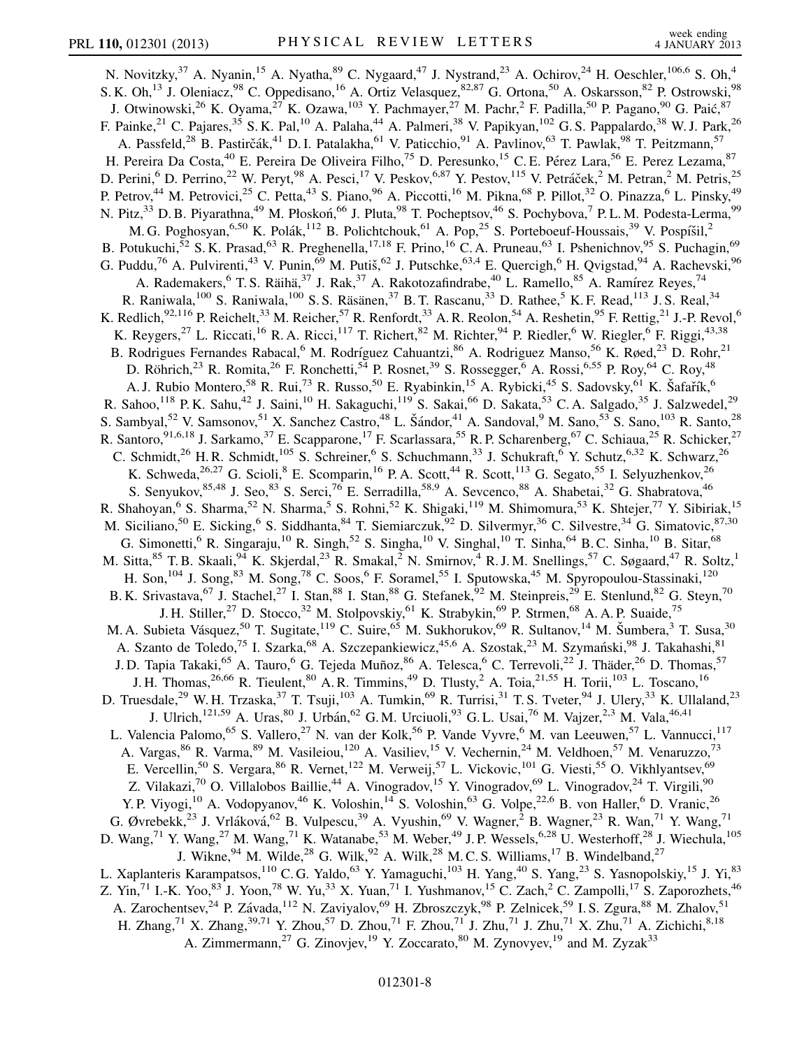N. Novitzky,[37] A. Nyanin,[15] A. Nyatha,[89] C. Nygaard,[47] J. Nystrand,[23] A. Ochirov,[24] H. Oeschler,[106,6] S. Oh,[4] S. K. Oh,[13] J. Oleniacz,[98] C. Oppedisano,[16] A. Ortiz Velasquez,[82,87] G. Ortona,[50] A. Oskarsson,[82] P. Ostrowski,[98] J. Otwinowski,[26] K. Oyama,[27] K. Ozawa,[103] Y. Pachmayer,[27] M. Pachr,[2] F. Padilla,[50] P. Pagano,[90] G. Paić,[87] F. Painke,[21] C. Pajares,[35] S. K. Pal,[10] A. Palaha,[44] A. Palmeri,[38] V. Papikyan,[102] G. S. Pappalardo,[38] W. J. Park,[26] A. Passfeld,[28] B. Pastirčák,[41] D. I. Patalakha,[61] V. Paticchio,[91] A. Pavlinov,[63] T. Pawlak,[98] T. Peitzmann,[57] H. Pereira Da Costa,[40] E. Pereira De Oliveira Filho,[75] D. Peresunko,[15] C. E. Pérez Lara,[56] E. Perez Lezama,[87] D. Perini,[6] D. Perrino,[22] W. Peryt,[98] A. Pesci,[17] V. Peskov,[6,87] Y. Pestov,[115] V. Petráček,[2] M. Petran,[2] M. Petris,[25] P. Petrov,[44] M. Petrovici,[25] C. Petta,[43] S. Piano,[96] A. Piccotti,[16] M. Pikna,[68] P. Pillot,[32] O. Pinazza,[6] L. Pinsky,[49] N. Pitz,[33] D. B. Piyarathna,[49] M. Płoskoń,[66] J. Pluta,[98] T. Pocheptsov,[46] S. Pochybova,[7] P. L. M. Podesta-Lerma,[99] M. G. Poghosyan,[6,50] K. Polák,[112] B. Polichtchouk,[61] A. Pop,[25] S. Porteboeuf-Houssais,[39] V. Pospíšil,[2] B. Potukuchi,[52] S. K. Prasad,[63] R. Preghenella,[17,18] F. Prino,[16] C. A. Pruneau,[63] I. Pshenichnov,[95] S. Puchagin,[69] G. Puddu,[76] A. Pulvirenti,[43] V. Punin,[69] M. Putiš,[62] J. Putschke,[63,4] E. Quercigh,[6] H. Qvigstad,[94] A. Rachevski,[96] A. Rademakers,[6] T. S. Räihä,[37] J. Rak,[37] A. Rakotozafindrabe,[40] L. Ramello,[85] A. Ramírez Reyes,[74] R. Raniwala,[100] S. Raniwala,[100] S. S. Räsänen,[37] B. T. Rascanu,[33] D. Rathee,[5] K. F. Read,[113] J. S. Real,[34] K. Redlich,[92,116] P. Reichelt,[33] M. Reicher,[57] R. Renfordt,[33] A. R. Reolon,[54] A. Reshetin,[95] F. Rettig,[21] J.-P. Revol,[6] K. Reygers,[27] L. Riccati,[16] R. A. Ricci,[117] T. Richert,[82] M. Richter,[94] P. Riedler,[6] W. Riegler,[6] F. Riggi,[43,38] B. Rodrigues Fernandes Rabacal,[6] M. Rodríguez Cahuantzi,[86] A. Rodriguez Manso,[56] K. Røed,[23] D. Rohr,[21] D. Röhrich,[23] R. Romita,[26] F. Ronchetti,[54] P. Rosnet,[39] S. Rossegger,[6] A. Rossi,[6,55] P. Roy,[64] C. Roy,[48] A. J. Rubio Montero,[58] R. Rui,[73] R. Russo,[50] E. Ryabinkin,[15] A. Rybicki,[45] S. Sadovsky,[61] K. Šafařík,[6] R. Sahoo,[118] P. K. Sahu,[42] J. Saini,[10] H. Sakaguchi,[119] S. Sakai,[66] D. Sakata,[53] C. A. Salgado,[35] J. Salzwedel,[29] S. Sambyal,[52] V. Samsonov,[51] X. Sanchez Castro,[48] L. Šándor,[41] A. Sandoval,[9] M. Sano,[53] S. Sano,[103] R. Santo,[28] R. Santoro,[91,6,18] J. Sarkamo,[37] E. Scapparone,[17] F. Scarlassara,[55] R. P. Scharenberg,[67] C. Schiaua,[25] R. Schicker,[27] C. Schmidt,[26] H. R. Schmidt,[105] S. Schreiner,[6] S. Schuchmann,[33] J. Schukraft,[6] Y. Schutz,[6,32] K. Schwarz,[26] K. Schweda,[26,27] G. Scioli,[8] E. Scomparin,[16] P. A. Scott,[44] R. Scott,[113] G. Segato,[55] I. Selyuzhenkov,[26] S. Senyukov,[85,48] J. Seo,[83] S. Serci,[76] E. Serradilla,[58,9] A. Sevcenco,[88] A. Shabetai,[32] G. Shabratova,[46] R. Shahoyan,[6] S. Sharma,[52] N. Sharma,[5] S. Rohni,[52] K. Shigaki,[119] M. Shimomura,[53] K. Shtejer,[77] Y. Sibiriak,[15] M. Siciliano,[50] E. Sicking,[6] S. Siddhanta,[84] T. Siemiarczuk,[92] D. Silvermyr,[36] C. Silvestre,[34] G. Simatovic,[87,30] G. Simonetti,[6] R. Singaraju,[10] R. Singh,[52] S. Singha,[10] V. Singhal,[10] T. Sinha,[64] B. C. Sinha,[10] B. Sitar,[68] M. Sitta,[85] T. B. Skaali,[94] K. Skjerdal,[23] R. Smakal,[2] N. Smirnov,[4] R. J. M. Snellings,[57] C. Søgaard,[47] R. Soltz,[1] H. Son,[104] J. Song,[83] M. Song,[78] C. Soos,[6] F. Soramel,[55] I. Sputowska,[45] M. Spyropoulou-Stassinaki,[120] B. K. Srivastava,[67] J. Stachel,[27] I. Stan,[88] I. Stan,[88] G. Stefanek,[92] M. Steinpreis,[29] E. Stenlund,[82] G. Steyn,[70] J. H. Stiller,[27] D. Stocco,[32] M. Stolpovskiy,[61] K. Strabykin,[69] P. Strmen,[68] A. A. P. Suaide,[75] M. A. Subieta Vásquez,[50] T. Sugitate,[119] C. Suire,[65] M. Sukhorukov,[69] R. Sultanov,[14] M. Šumbera,[3] T. Susa,[30] A. Szanto de Toledo,[75] I. Szarka,[68] A. Szczepankiewicz,[45,6] A. Szostak,[23] M. Szymański,[98] J. Takahashi,[81] J. D. Tapia Takaki,[65] A. Tauro,[6] G. Tejeda Muñoz,[86] A. Telesca,[6] C. Terrevoli,[22] J. Thäder,[26] D. Thomas,[57] J. H. Thomas,[26,66] R. Tieulent,[80] A. R. Timmins,[49] D. Tlusty,[2] A. Toia,[21,55] H. Torii,[103] L. Toscano,[16] D. Truesdale,[29] W. H. Trzaska,[37] T. Tsuji,[103] A. Tumkin,[69] R. Turrisi,[31] T. S. Tveter,[94] J. Ulery,[33] K. Ullaland,[23] J. Ulrich,[121,59] A. Uras,[80] J. Urbán,[62] G. M. Urciuoli,[93] G. L. Usai,[76] M. Vajzer,[2,3] M. Vala,[46,41] L. Valencia Palomo,[65] S. Vallero,[27] N. van der Kolk,[56] P. Vande Vyvre,[6] M. van Leeuwen,[57] L. Vannucci,[117] A. Vargas,[86] R. Varma,[89] M. Vasileiou,[120] A. Vasiliev,[15] V. Vechernin,[24] M. Veldhoen,[57] M. Venaruzzo,[73] E. Vercellin,[50] S. Vergara,[86] R. Vernet,[122] M. Verweij,[57] L. Vickovic,[101] G. Viesti,[55] O. Vikhlyantsev,[69] Z. Vilakazi,[70] O. Villalobos Baillie,[44] A. Vinogradov,[15] Y. Vinogradov,[69] L. Vinogradov,[24] T. Virgili,[90] Y. P. Viyogi,[10] A. Vodopyanov,[46] K. Voloshin,[14] S. Voloshin,[63] G. Volpe,[22,6] B. von Haller,[6] D. Vranic,[26] G. Øvrebekk,[23] J. Vrláková,[62] B. Vulpescu,[39] A. Vyushin,[69] V. Wagner,[2] B. Wagner,[23] R. Wan,[71] Y. Wang,[71] D. Wang,[71] Y. Wang,[27] M. Wang,[71] K. Watanabe,[53] M. Weber,[49] J. P. Wessels,[6,28] U. Westerhoff,[28] J. Wiechula,[105] J. Wikne,[94] M. Wilde,[28] G. Wilk,[92] A. Wilk,[28] M. C. S. Williams,[17] B. Windelband,[27] L. Xaplanteris Karampatsos,[110] C. G. Yaldo,[63] Y. Yamaguchi,[103] H. Yang,[40] S. Yang,[23] S. Yasnopolskiy,[15] J. Yi,[83] Z. Yin,[71] I.-K. Yoo,[83] J. Yoon,[78] W. Yu,[33] X. Yuan,[71] I. Yushmanov,[15] C. Zach,[2] C. Zampolli,[17] S. Zaporozhets,[46] A. Zarochentsev,[24] P. Závada,[112] N. Zaviyalov,[69] H. Zbroszczyk,[98] P. Zelnicek,[59] I. S. Zgura,[88] M. Zhalov,[51] H. Zhang,[71] X. Zhang,[39,71] Y. Zhou,[57] D. Zhou,[71] F. Zhou,[71] J. Zhu,[71] J. Zhu,[71] X. Zhu,[71] A. Zichichi,[8,18] A. Zimmermann,[27] G. Zinovjev,[19] Y. Zoccarato,[80] M. Zynovyev,[19] and M. Zyzak[33]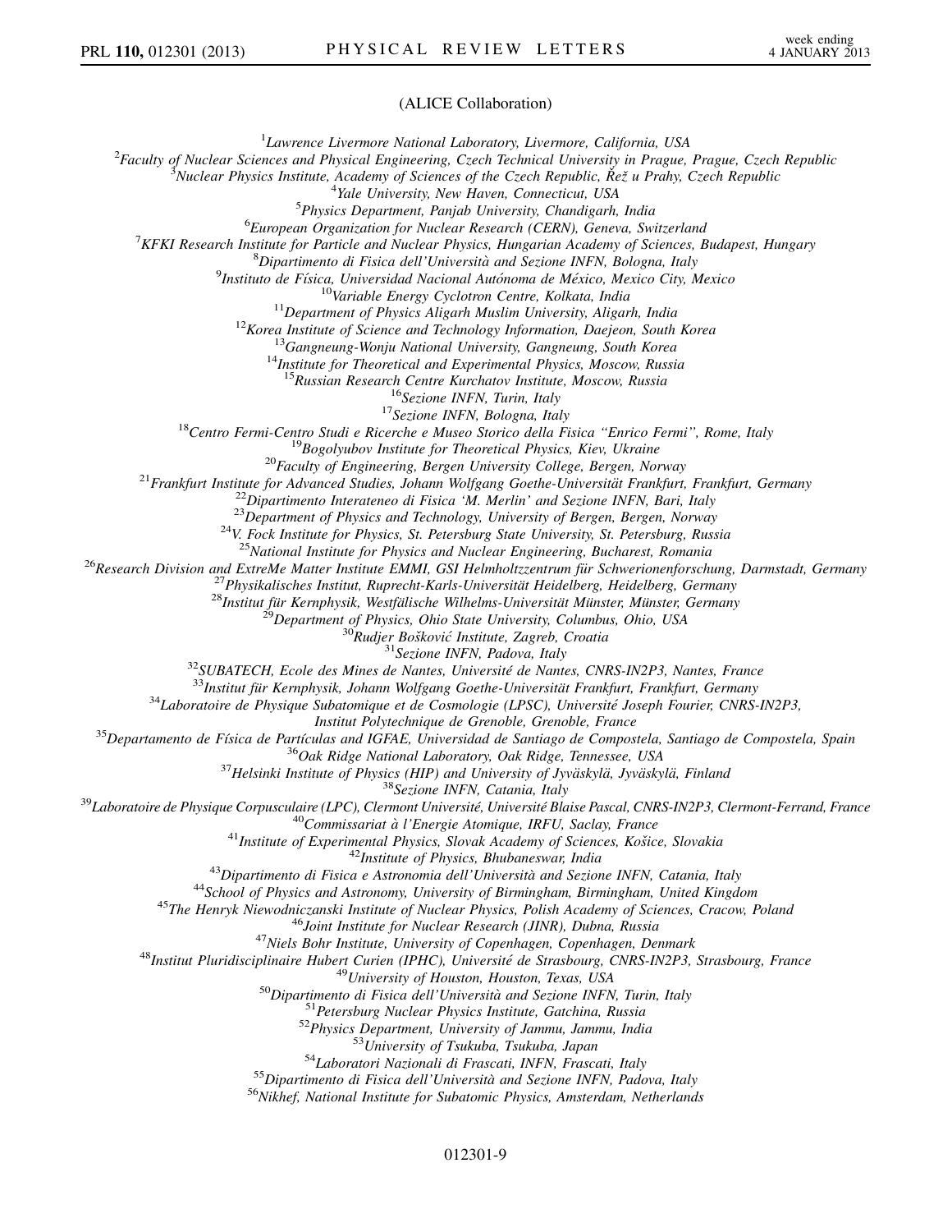(ALICE Collaboration)

[1]*Lawrence Livermore National Laboratory, Livermore, California, USA*
[2]*Faculty of Nuclear Sciences and Physical Engineering, Czech Technical University in Prague, Prague, Czech Republic*
[3]*Nuclear Physics Institute, Academy of Sciences of the Czech Republic, Řež u Prahy, Czech Republic*
[4]*Yale University, New Haven, Connecticut, USA*
[5]*Physics Department, Panjab University, Chandigarh, India*
[6]*European Organization for Nuclear Research (CERN), Geneva, Switzerland*
[7]*KFKI Research Institute for Particle and Nuclear Physics, Hungarian Academy of Sciences, Budapest, Hungary*
[8]*Dipartimento di Fisica dell'Università and Sezione INFN, Bologna, Italy*
[9]*Instituto de Física, Universidad Nacional Autónoma de México, Mexico City, Mexico*
[10]*Variable Energy Cyclotron Centre, Kolkata, India*
[11]*Department of Physics Aligarh Muslim University, Aligarh, India*
[12]*Korea Institute of Science and Technology Information, Daejeon, South Korea*
[13]*Gangneung-Wonju National University, Gangneung, South Korea*
[14]*Institute for Theoretical and Experimental Physics, Moscow, Russia*
[15]*Russian Research Centre Kurchatov Institute, Moscow, Russia*
[16]*Sezione INFN, Turin, Italy*
[17]*Sezione INFN, Bologna, Italy*
[18]*Centro Fermi-Centro Studi e Ricerche e Museo Storico della Fisica "Enrico Fermi", Rome, Italy*
[19]*Bogolyubov Institute for Theoretical Physics, Kiev, Ukraine*
[20]*Faculty of Engineering, Bergen University College, Bergen, Norway*
[21]*Frankfurt Institute for Advanced Studies, Johann Wolfgang Goethe-Universität Frankfurt, Frankfurt, Germany*
[22]*Dipartimento Interateneo di Fisica 'M. Merlin' and Sezione INFN, Bari, Italy*
[23]*Department of Physics and Technology, University of Bergen, Bergen, Norway*
[24]*V. Fock Institute for Physics, St. Petersburg State University, St. Petersburg, Russia*
[25]*National Institute for Physics and Nuclear Engineering, Bucharest, Romania*
[26]*Research Division and ExtreMe Matter Institute EMMI, GSI Helmholtzzentrum für Schwerionenforschung, Darmstadt, Germany*
[27]*Physikalisches Institut, Ruprecht-Karls-Universität Heidelberg, Heidelberg, Germany*
[28]*Institut für Kernphysik, Westfälische Wilhelms-Universität Münster, Münster, Germany*
[29]*Department of Physics, Ohio State University, Columbus, Ohio, USA*
[30]*Rudjer Bošković Institute, Zagreb, Croatia*
[31]*Sezione INFN, Padova, Italy*
[32]*SUBATECH, Ecole des Mines de Nantes, Université de Nantes, CNRS-IN2P3, Nantes, France*
[33]*Institut für Kernphysik, Johann Wolfgang Goethe-Universität Frankfurt, Frankfurt, Germany*
[34]*Laboratoire de Physique Subatomique et de Cosmologie (LPSC), Université Joseph Fourier, CNRS-IN2P3, Institut Polytechnique de Grenoble, Grenoble, France*
[35]*Departamento de Física de Partículas and IGFAE, Universidad de Santiago de Compostela, Santiago de Compostela, Spain*
[36]*Oak Ridge National Laboratory, Oak Ridge, Tennessee, USA*
[37]*Helsinki Institute of Physics (HIP) and University of Jyväskylä, Jyväskylä, Finland*
[38]*Sezione INFN, Catania, Italy*
[39]*Laboratoire de Physique Corpusculaire (LPC), Clermont Université, Université Blaise Pascal, CNRS-IN2P3, Clermont-Ferrand, France*
[40]*Commissariat à l'Energie Atomique, IRFU, Saclay, France*
[41]*Institute of Experimental Physics, Slovak Academy of Sciences, Košice, Slovakia*
[42]*Institute of Physics, Bhubaneswar, India*
[43]*Dipartimento di Fisica e Astronomia dell'Università and Sezione INFN, Catania, Italy*
[44]*School of Physics and Astronomy, University of Birmingham, Birmingham, United Kingdom*
[45]*The Henryk Niewodniczanski Institute of Nuclear Physics, Polish Academy of Sciences, Cracow, Poland*
[46]*Joint Institute for Nuclear Research (JINR), Dubna, Russia*
[47]*Niels Bohr Institute, University of Copenhagen, Copenhagen, Denmark*
[48]*Institut Pluridisciplinaire Hubert Curien (IPHC), Université de Strasbourg, CNRS-IN2P3, Strasbourg, France*
[49]*University of Houston, Houston, Texas, USA*
[50]*Dipartimento di Fisica dell'Università and Sezione INFN, Turin, Italy*
[51]*Petersburg Nuclear Physics Institute, Gatchina, Russia*
[52]*Physics Department, University of Jammu, Jammu, India*
[53]*University of Tsukuba, Tsukuba, Japan*
[54]*Laboratori Nazionali di Frascati, INFN, Frascati, Italy*
[55]*Dipartimento di Fisica dell'Università and Sezione INFN, Padova, Italy*
[56]*Nikhef, National Institute for Subatomic Physics, Amsterdam, Netherlands*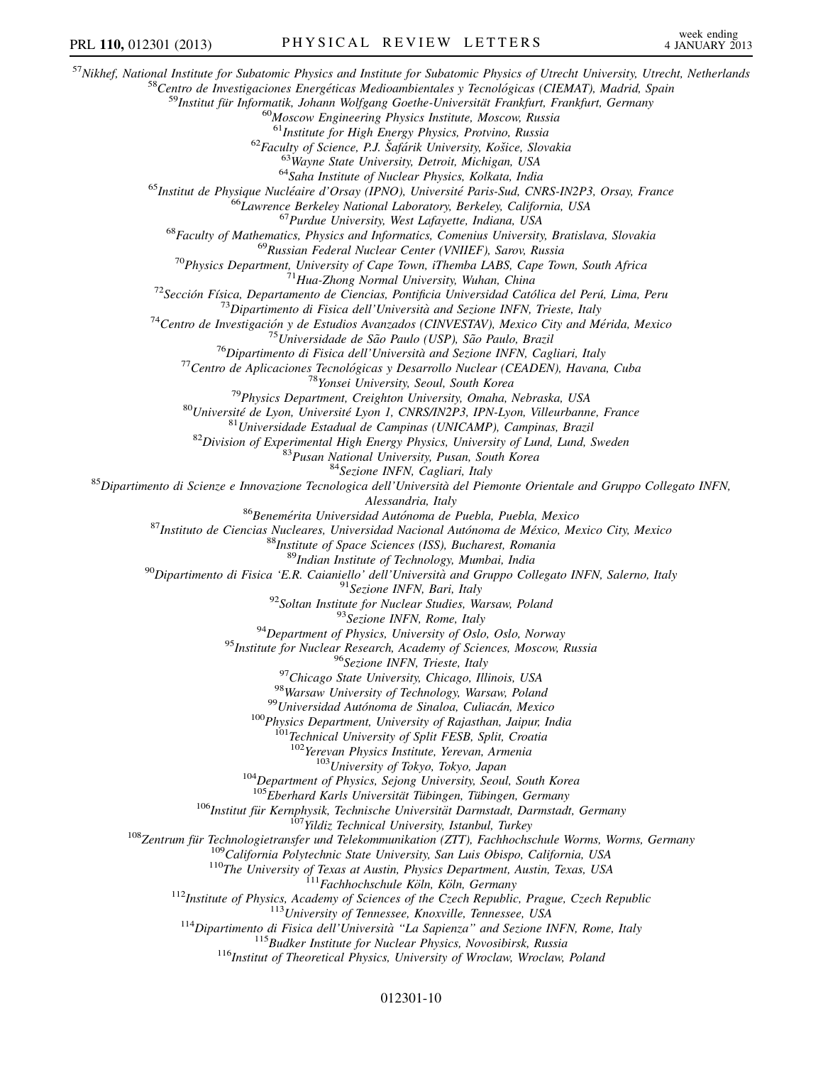[57]Nikhef, National Institute for Subatomic Physics and Institute for Subatomic Physics of Utrecht University, Utrecht, Netherlands
[58]Centro de Investigaciones Energéticas Medioambientales y Tecnológicas (CIEMAT), Madrid, Spain
[59]Institut für Informatik, Johann Wolfgang Goethe-Universität Frankfurt, Frankfurt, Germany
[60]Moscow Engineering Physics Institute, Moscow, Russia
[61]Institute for High Energy Physics, Protvino, Russia
[62]Faculty of Science, P.J. Šafárik University, Košice, Slovakia
[63]Wayne State University, Detroit, Michigan, USA
[64]Saha Institute of Nuclear Physics, Kolkata, India
[65]Institut de Physique Nucléaire d'Orsay (IPNO), Université Paris-Sud, CNRS-IN2P3, Orsay, France
[66]Lawrence Berkeley National Laboratory, Berkeley, California, USA
[67]Purdue University, West Lafayette, Indiana, USA
[68]Faculty of Mathematics, Physics and Informatics, Comenius University, Bratislava, Slovakia
[69]Russian Federal Nuclear Center (VNIIEF), Sarov, Russia
[70]Physics Department, University of Cape Town, iThemba LABS, Cape Town, South Africa
[71]Hua-Zhong Normal University, Wuhan, China
[72]Sección Física, Departamento de Ciencias, Pontificia Universidad Católica del Perú, Lima, Peru
[73]Dipartimento di Fisica dell'Università and Sezione INFN, Trieste, Italy
[74]Centro de Investigación y de Estudios Avanzados (CINVESTAV), Mexico City and Mérida, Mexico
[75]Universidade de São Paulo (USP), São Paulo, Brazil
[76]Dipartimento di Fisica dell'Università and Sezione INFN, Cagliari, Italy
[77]Centro de Aplicaciones Tecnológicas y Desarrollo Nuclear (CEADEN), Havana, Cuba
[78]Yonsei University, Seoul, South Korea
[79]Physics Department, Creighton University, Omaha, Nebraska, USA
[80]Université de Lyon, Université Lyon 1, CNRS/IN2P3, IPN-Lyon, Villeurbanne, France
[81]Universidade Estadual de Campinas (UNICAMP), Campinas, Brazil
[82]Division of Experimental High Energy Physics, University of Lund, Lund, Sweden
[83]Pusan National University, Pusan, South Korea
[84]Sezione INFN, Cagliari, Italy
[85]Dipartimento di Scienze e Innovazione Tecnologica dell'Università del Piemonte Orientale and Gruppo Collegato INFN, Alessandria, Italy
[86]Benemérita Universidad Autónoma de Puebla, Puebla, Mexico
[87]Instituto de Ciencias Nucleares, Universidad Nacional Autónoma de México, Mexico City, Mexico
[88]Institute of Space Sciences (ISS), Bucharest, Romania
[89]Indian Institute of Technology, Mumbai, India
[90]Dipartimento di Fisica 'E.R. Caianiello' dell'Università and Gruppo Collegato INFN, Salerno, Italy
[91]Sezione INFN, Bari, Italy
[92]Soltan Institute for Nuclear Studies, Warsaw, Poland
[93]Sezione INFN, Rome, Italy
[94]Department of Physics, University of Oslo, Oslo, Norway
[95]Institute for Nuclear Research, Academy of Sciences, Moscow, Russia
[96]Sezione INFN, Trieste, Italy
[97]Chicago State University, Chicago, Illinois, USA
[98]Warsaw University of Technology, Warsaw, Poland
[99]Universidad Autónoma de Sinaloa, Culiacán, Mexico
[100]Physics Department, University of Rajasthan, Jaipur, India
[101]Technical University of Split FESB, Split, Croatia
[102]Yerevan Physics Institute, Yerevan, Armenia
[103]University of Tokyo, Tokyo, Japan
[104]Department of Physics, Sejong University, Seoul, South Korea
[105]Eberhard Karls Universität Tübingen, Tübingen, Germany
[106]Institut für Kernphysik, Technische Universität Darmstadt, Darmstadt, Germany
[107]Yildiz Technical University, Istanbul, Turkey
[108]Zentrum für Technologietransfer und Telekommunikation (ZTT), Fachhochschule Worms, Worms, Germany
[109]California Polytechnic State University, San Luis Obispo, California, USA
[110]The University of Texas at Austin, Physics Department, Austin, Texas, USA
[111]Fachhochschule Köln, Köln, Germany
[112]Institute of Physics, Academy of Sciences of the Czech Republic, Prague, Czech Republic
[113]University of Tennessee, Knoxville, Tennessee, USA
[114]Dipartimento di Fisica dell'Università "La Sapienza" and Sezione INFN, Rome, Italy
[115]Budker Institute for Nuclear Physics, Novosibirsk, Russia
[116]Institut of Theoretical Physics, University of Wroclaw, Wroclaw, Poland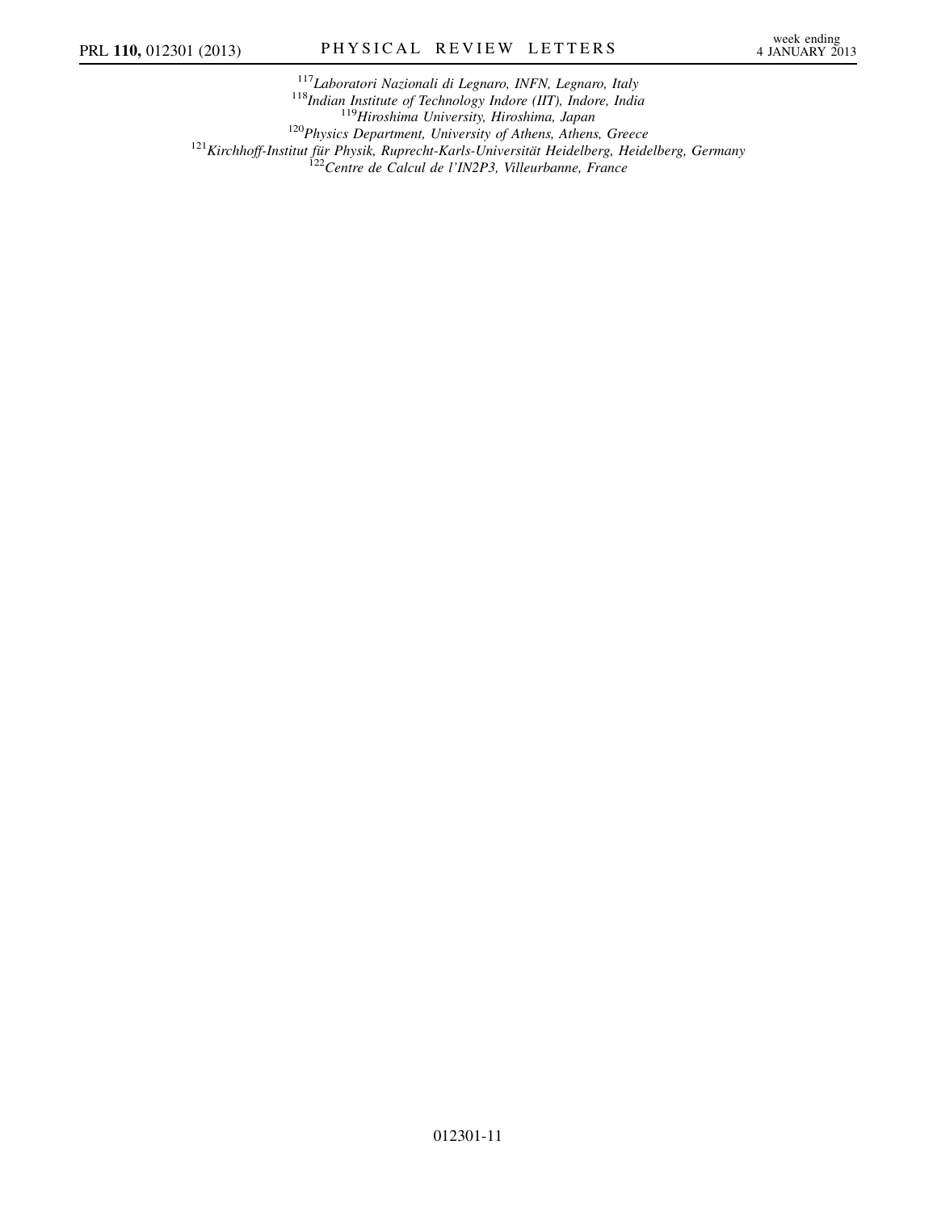[117]*Laboratori Nazionali di Legnaro, INFN, Legnaro, Italy*
[118]*Indian Institute of Technology Indore (IIT), Indore, India*
[119]*Hiroshima University, Hiroshima, Japan*
[120]*Physics Department, University of Athens, Athens, Greece*
[121]*Kirchhoff-Institut für Physik, Ruprecht-Karls-Universität Heidelberg, Heidelberg, Germany*
[122]*Centre de Calcul de l'IN2P3, Villeurbanne, France*